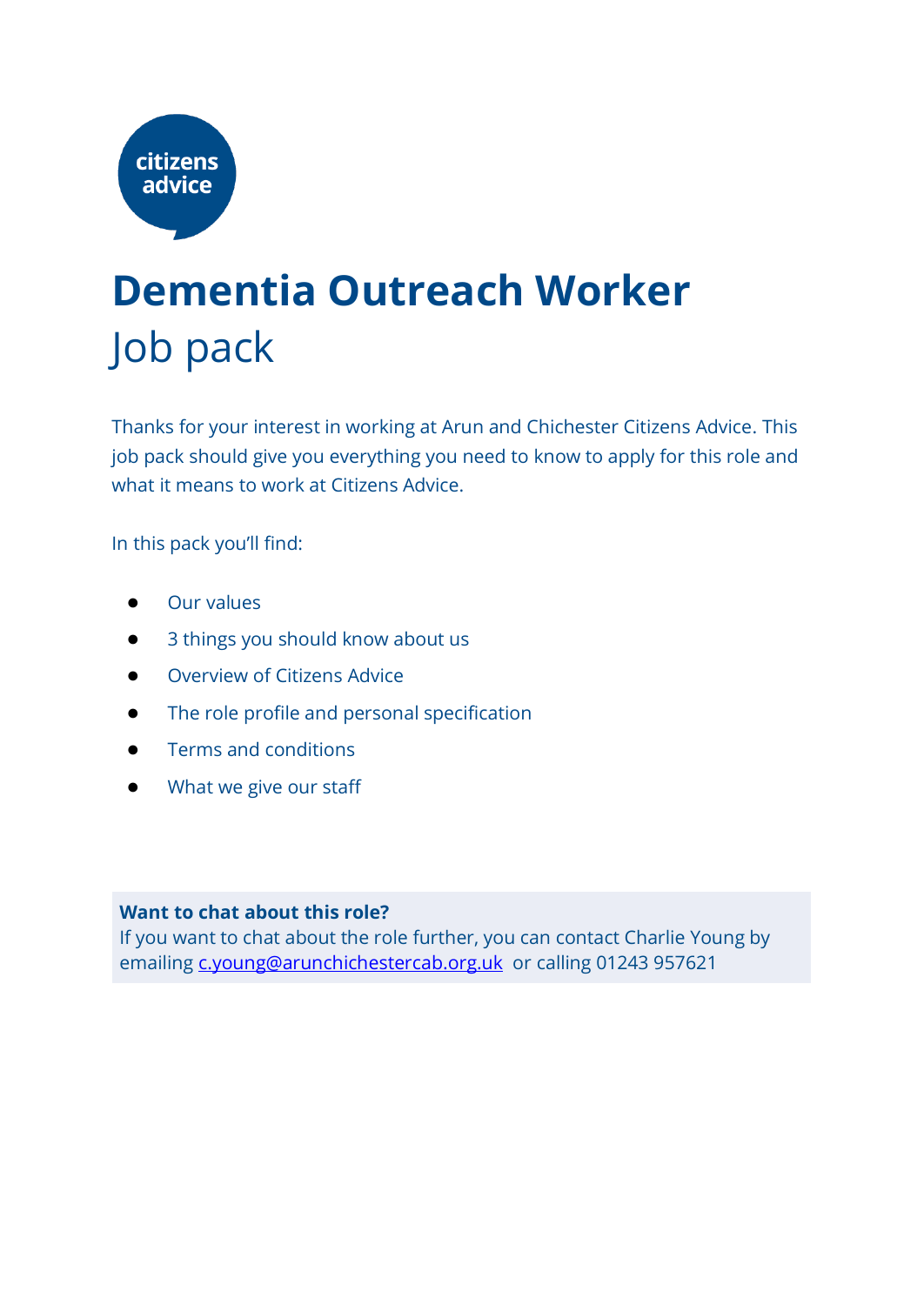citizens advice

# Dementia Outreach Worker

## Job pack

Thanks for your interest in working at Arun and Chichester Citizens Advice. This job pack should give you everything you need to know to apply for this role and what it means to work at Citizens Advice.

In this pack you'll find:

- Our values
- 3 things you should know about us
- Overview of Citizens Advice
- The role profile and personal specification
- Terms and conditions
- What we give our staff

**Want to chat about this role?**
If you want to chat about the role further, you can contact Charlie Young by emailing c.young@arunchichestercab.org.uk or calling 01243 957621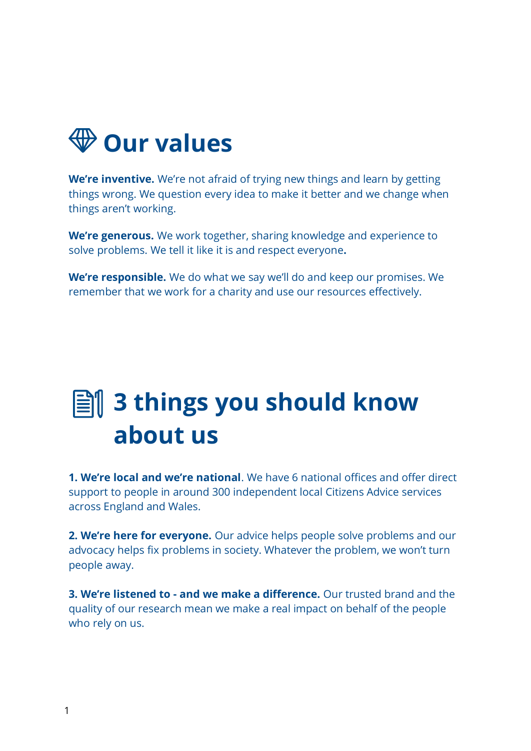# Our values

**We're inventive.** We're not afraid of trying new things and learn by getting things wrong. We question every idea to make it better and we change when things aren't working.

**We're generous.** We work together, sharing knowledge and experience to solve problems. We tell it like it is and respect everyone**.**

**We're responsible.** We do what we say we'll do and keep our promises. We remember that we work for a charity and use our resources effectively.

# 3 things you should know about us

**1. We're local and we're national**. We have 6 national offices and offer direct support to people in around 300 independent local Citizens Advice services across England and Wales.

**2. We're here for everyone.** Our advice helps people solve problems and our advocacy helps fix problems in society. Whatever the problem, we won't turn people away.

**3. We're listened to - and we make a difference.** Our trusted brand and the quality of our research mean we make a real impact on behalf of the people who rely on us.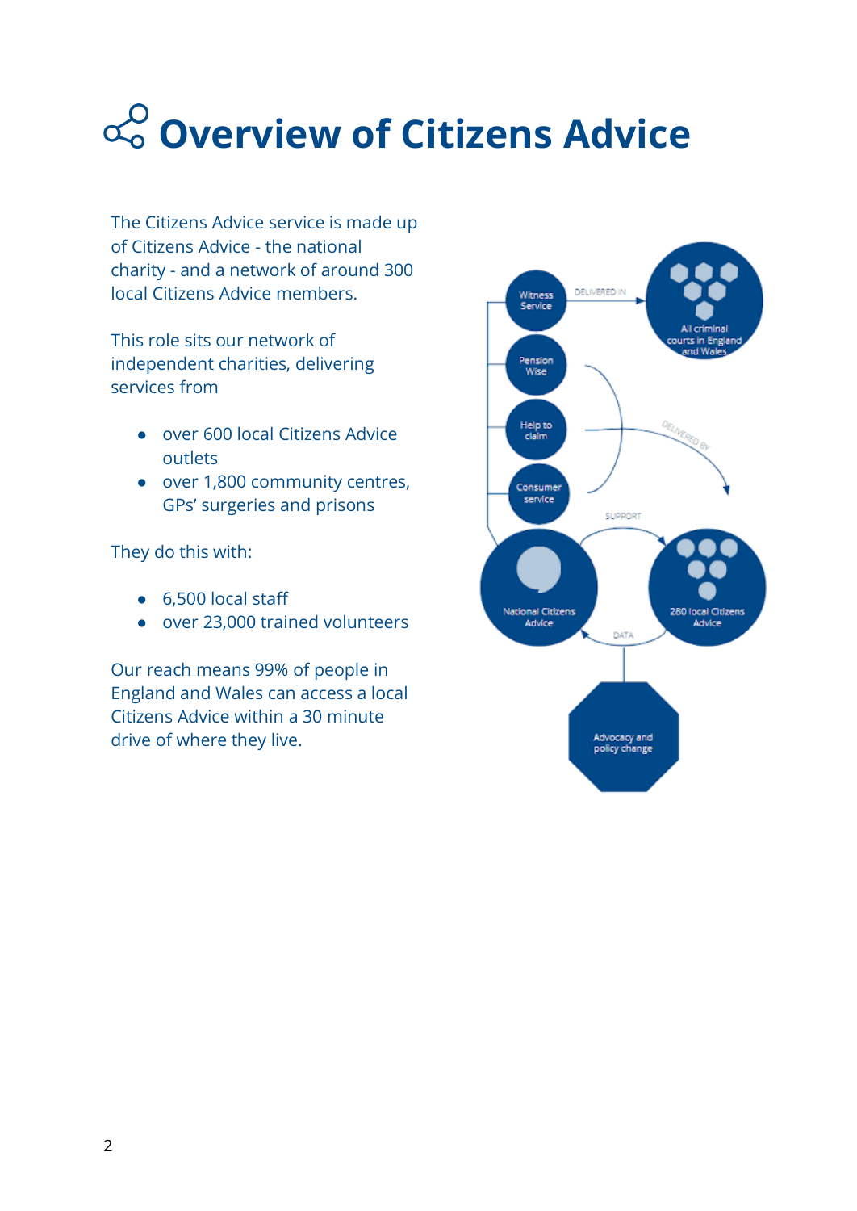# Overview of Citizens Advice

The Citizens Advice service is made up of Citizens Advice - the national charity - and a network of around 300 local Citizens Advice members.

This role sits our network of independent charities, delivering services from

- over 600 local Citizens Advice outlets
- over 1,800 community centres, GPs' surgeries and prisons

They do this with:

- 6,500 local staff
- over 23,000 trained volunteers

Our reach means 99% of people in England and Wales can access a local Citizens Advice within a 30 minute drive of where they live.

Witness Service
DELIVERED IN
All criminal courts in England and Wales
Pension Wise
Help to claim
DELIVERED BY
Consumer service
SUPPORT
National Citizens Advice
280 local Citizens Advice
DATA
Advocacy and policy change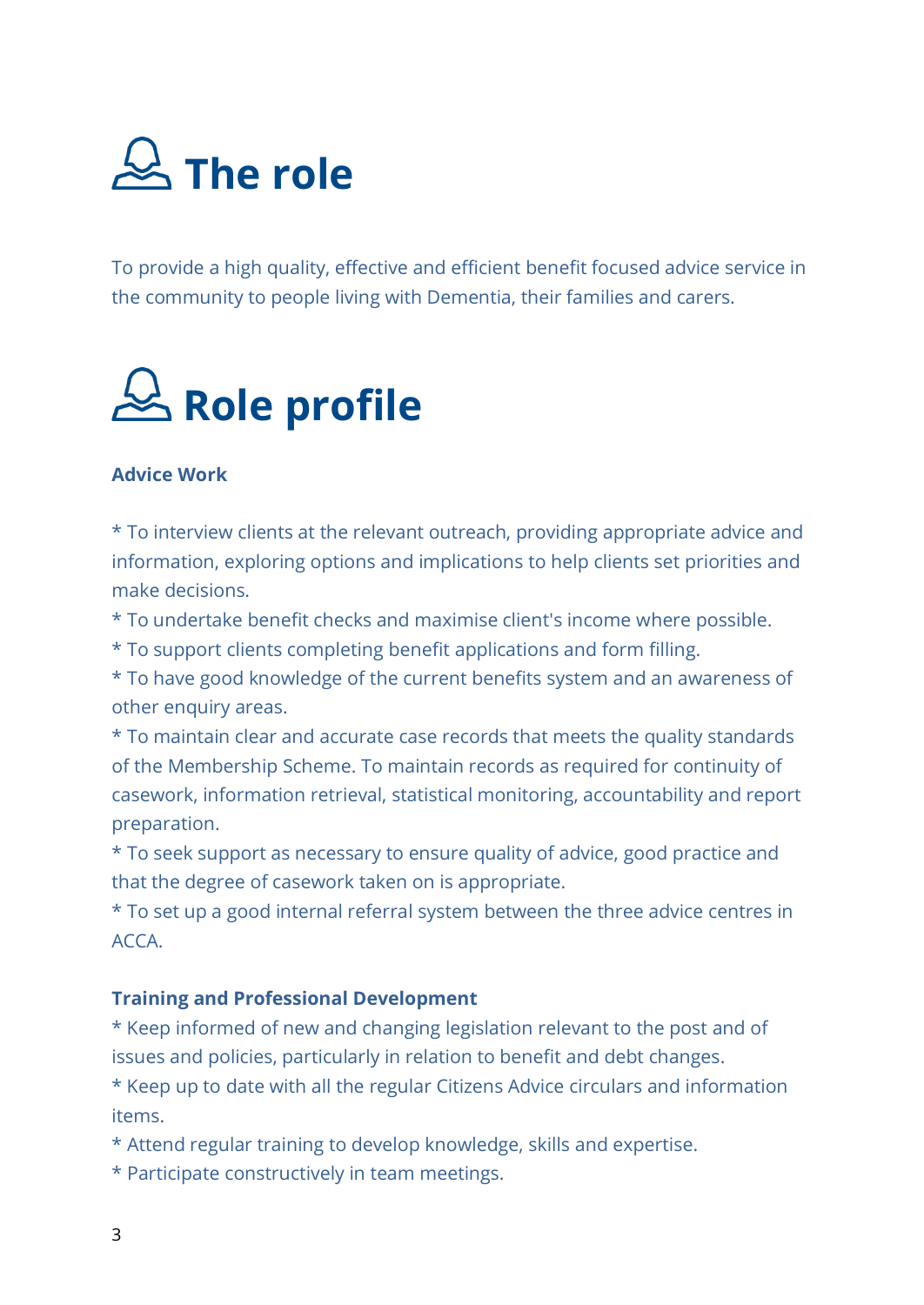# The role

To provide a high quality, effective and efficient benefit focused advice service in the community to people living with Dementia, their families and carers.

# Role profile

**Advice Work**

* To interview clients at the relevant outreach, providing appropriate advice and information, exploring options and implications to help clients set priorities and make decisions.
* To undertake benefit checks and maximise client's income where possible.
* To support clients completing benefit applications and form filling.
* To have good knowledge of the current benefits system and an awareness of other enquiry areas.
* To maintain clear and accurate case records that meets the quality standards of the Membership Scheme. To maintain records as required for continuity of casework, information retrieval, statistical monitoring, accountability and report preparation.
* To seek support as necessary to ensure quality of advice, good practice and that the degree of casework taken on is appropriate.
* To set up a good internal referral system between the three advice centres in ACCA.

**Training and Professional Development**

* Keep informed of new and changing legislation relevant to the post and of issues and policies, particularly in relation to benefit and debt changes.
* Keep up to date with all the regular Citizens Advice circulars and information items.
* Attend regular training to develop knowledge, skills and expertise.
* Participate constructively in team meetings.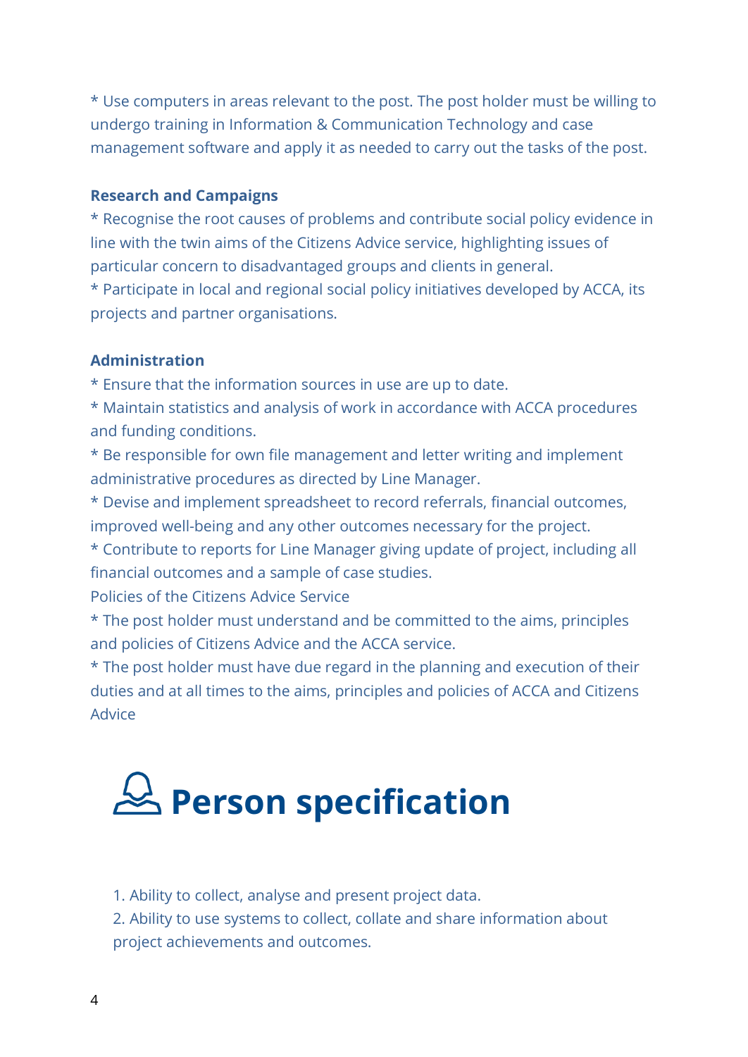* Use computers in areas relevant to the post. The post holder must be willing to undergo training in Information & Communication Technology and case management software and apply it as needed to carry out the tasks of the post.

**Research and Campaigns**

* Recognise the root causes of problems and contribute social policy evidence in line with the twin aims of the Citizens Advice service, highlighting issues of particular concern to disadvantaged groups and clients in general.
* Participate in local and regional social policy initiatives developed by ACCA, its projects and partner organisations.

**Administration**

* Ensure that the information sources in use are up to date.
* Maintain statistics and analysis of work in accordance with ACCA procedures and funding conditions.
* Be responsible for own file management and letter writing and implement administrative procedures as directed by Line Manager.
* Devise and implement spreadsheet to record referrals, financial outcomes, improved well-being and any other outcomes necessary for the project.
* Contribute to reports for Line Manager giving update of project, including all financial outcomes and a sample of case studies.

Policies of the Citizens Advice Service

* The post holder must understand and be committed to the aims, principles and policies of Citizens Advice and the ACCA service.
* The post holder must have due regard in the planning and execution of their duties and at all times to the aims, principles and policies of ACCA and Citizens Advice

# Person specification

1. Ability to collect, analyse and present project data.
2. Ability to use systems to collect, collate and share information about project achievements and outcomes.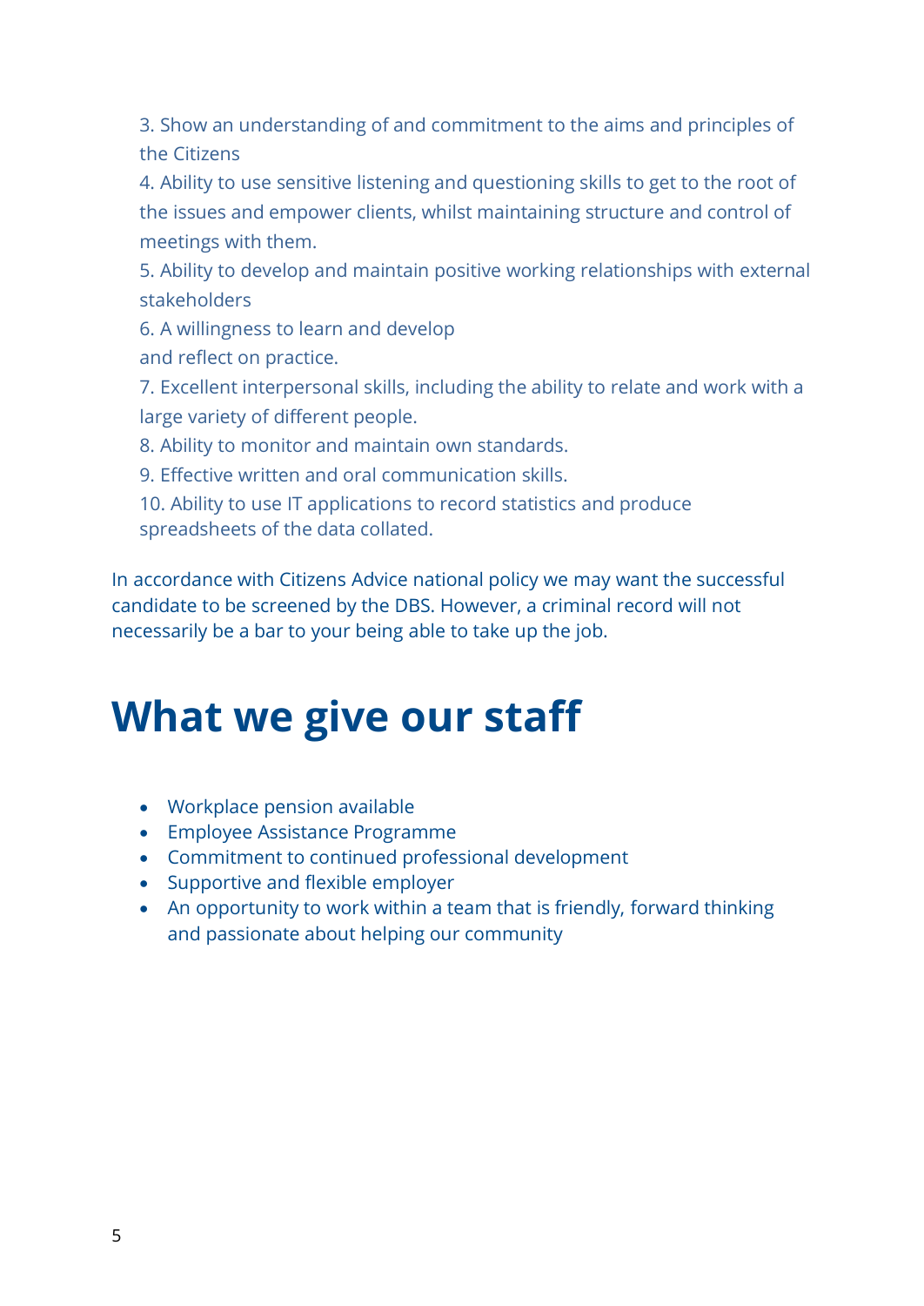3. Show an understanding of and commitment to the aims and principles of the Citizens

4. Ability to use sensitive listening and questioning skills to get to the root of the issues and empower clients, whilst maintaining structure and control of meetings with them.

5. Ability to develop and maintain positive working relationships with external stakeholders

6. A willingness to learn and develop and reflect on practice.

7. Excellent interpersonal skills, including the ability to relate and work with a large variety of different people.

8. Ability to monitor and maintain own standards.

9. Effective written and oral communication skills.

10. Ability to use IT applications to record statistics and produce spreadsheets of the data collated.

In accordance with Citizens Advice national policy we may want the successful candidate to be screened by the DBS. However, a criminal record will not necessarily be a bar to your being able to take up the job.

# What we give our staff

- Workplace pension available
- Employee Assistance Programme
- Commitment to continued professional development
- Supportive and flexible employer
- An opportunity to work within a team that is friendly, forward thinking and passionate about helping our community